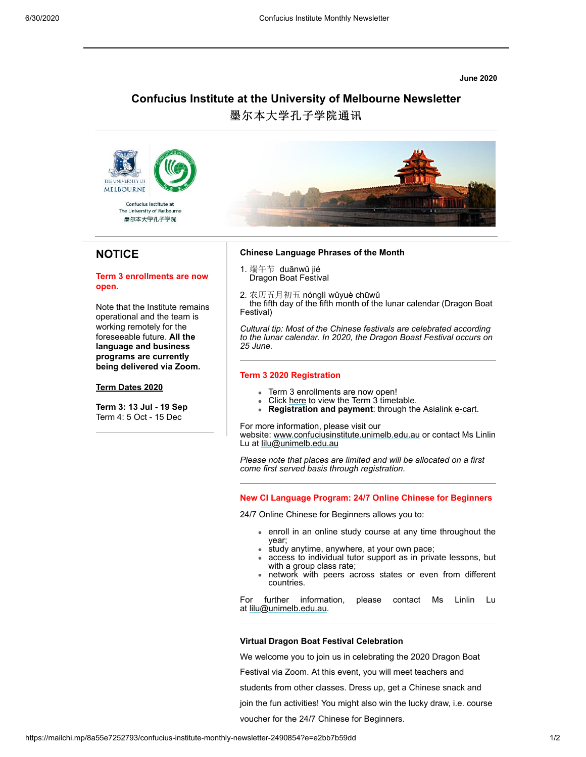**June 2020**

# Confucius Institute at the University of Melbourne Newsletter

# 墨尔本大学孔子学院通讯

## NOTICE

**Term 3 enrollments are now open.**

Note that the Institute remains operational and the team is working remotely for the foreseeable future. **All the language and business programs are currently being delivered via Zoom.**

**Term Dates 2020**

**Term 3: 13 Jul - 19 Sep**
Term 4: 5 Oct - 15 Dec

### Chinese Language Phrases of the Month

1. 端午节 duānwǔ jié
   Dragon Boat Festival

2. 农历五月初五 nónglì wǔyuè chūwǔ
   the fifth day of the fifth month of the lunar calendar (Dragon Boat Festival)

*Cultural tip: Most of the Chinese festivals are celebrated according to the lunar calendar. In 2020, the Dragon Boast Festival occurs on 25 June.*

### Term 3 2020 Registration

- Term 3 enrollments are now open!
- Click here to view the Term 3 timetable.
- **Registration and payment**: through the Asialink e-cart.

For more information, please visit our website: www.confuciusinstitute.unimelb.edu.au or contact Ms Linlin Lu at lilu@unimelb.edu.au

*Please note that places are limited and will be allocated on a first come first served basis through registration.*

### New CI Language Program: 24/7 Online Chinese for Beginners

24/7 Online Chinese for Beginners allows you to:

- enroll in an online study course at any time throughout the year;
- study anytime, anywhere, at your own pace;
- access to individual tutor support as in private lessons, but with a group class rate;
- network with peers across states or even from different countries.

For further information, please contact Ms Linlin Lu at lilu@unimelb.edu.au.

### Virtual Dragon Boat Festival Celebration

We welcome you to join us in celebrating the 2020 Dragon Boat Festival via Zoom. At this event, you will meet teachers and students from other classes. Dress up, get a Chinese snack and join the fun activities! You might also win the lucky draw, i.e. course voucher for the 24/7 Chinese for Beginners.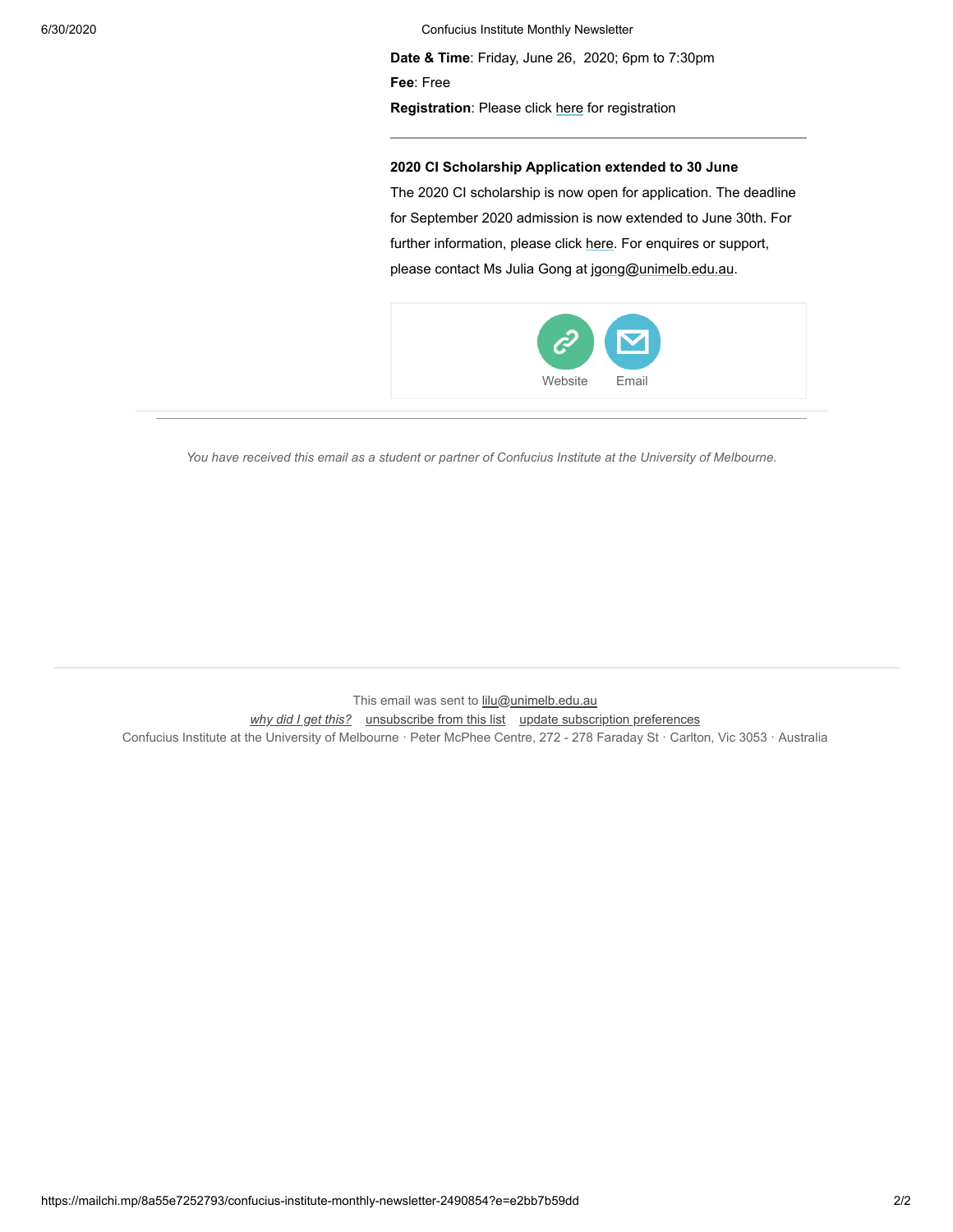**Date & Time**: Friday, June 26, 2020; 6pm to 7:30pm

**Fee**: Free

**Registration**: Please click here for registration

---

**2020 CI Scholarship Application extended to 30 June**

The 2020 CI scholarship is now open for application. The deadline for September 2020 admission is now extended to June 30th. For further information, please click here. For enquires or support, please contact Ms Julia Gong at jgong@unimelb.edu.au.

Website Email

---

*You have received this email as a student or partner of Confucius Institute at the University of Melbourne.*

---

This email was sent to lilu@unimelb.edu.au

*why did I get this?* unsubscribe from this list update subscription preferences

Confucius Institute at the University of Melbourne · Peter McPhee Centre, 272 - 278 Faraday St · Carlton, Vic 3053 · Australia